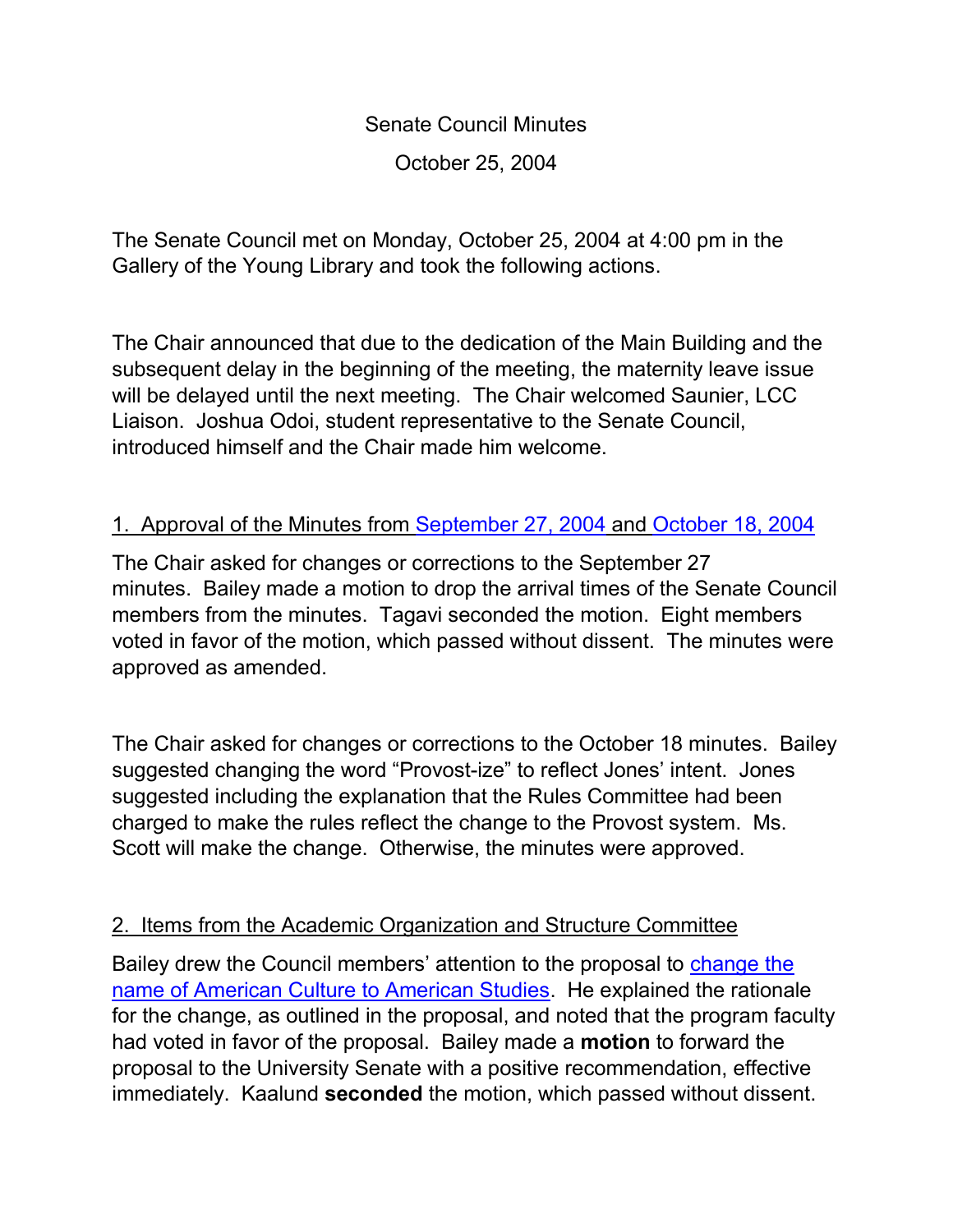Senate Council Minutes

October 25, 2004

The Senate Council met on Monday, October 25, 2004 at 4:00 pm in the Gallery of the Young Library and took the following actions.

The Chair announced that due to the dedication of the Main Building and the subsequent delay in the beginning of the meeting, the maternity leave issue will be delayed until the next meeting. The Chair welcomed Saunier, LCC Liaison. Joshua Odoi, student representative to the Senate Council, introduced himself and the Chair made him welcome.

1. Approval of the Minutes from September 27, 2004 and October 18, 2004

The Chair asked for changes or corrections to the September 27 minutes. Bailey made a motion to drop the arrival times of the Senate Council members from the minutes. Tagavi seconded the motion. Eight members voted in favor of the motion, which passed without dissent. The minutes were approved as amended.

The Chair asked for changes or corrections to the October 18 minutes. Bailey suggested changing the word "Provost-ize" to reflect Jones' intent. Jones suggested including the explanation that the Rules Committee had been charged to make the rules reflect the change to the Provost system. Ms. Scott will make the change. Otherwise, the minutes were approved.

2. Items from the Academic Organization and Structure Committee

Bailey drew the Council members' attention to the proposal to change the name of American Culture to American Studies. He explained the rationale for the change, as outlined in the proposal, and noted that the program faculty had voted in favor of the proposal. Bailey made a **motion** to forward the proposal to the University Senate with a positive recommendation, effective immediately. Kaalund **seconded** the motion, which passed without dissent.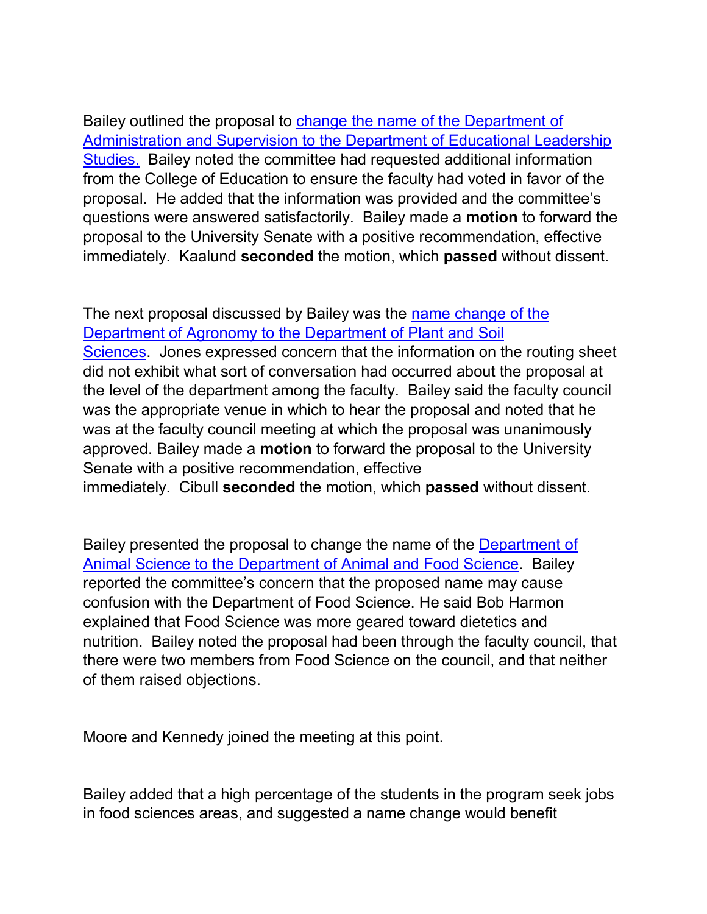Bailey outlined the proposal to change the name of the Department of Administration and Supervision to the Department of Educational Leadership Studies. Bailey noted the committee had requested additional information from the College of Education to ensure the faculty had voted in favor of the proposal. He added that the information was provided and the committee's questions were answered satisfactorily. Bailey made a **motion** to forward the proposal to the University Senate with a positive recommendation, effective immediately. Kaalund **seconded** the motion, which **passed** without dissent.

The next proposal discussed by Bailey was the name change of the Department of Agronomy to the Department of Plant and Soil Sciences. Jones expressed concern that the information on the routing sheet did not exhibit what sort of conversation had occurred about the proposal at the level of the department among the faculty. Bailey said the faculty council was the appropriate venue in which to hear the proposal and noted that he was at the faculty council meeting at which the proposal was unanimously approved. Bailey made a **motion** to forward the proposal to the University Senate with a positive recommendation, effective immediately. Cibull **seconded** the motion, which **passed** without dissent.

Bailey presented the proposal to change the name of the Department of Animal Science to the Department of Animal and Food Science. Bailey reported the committee's concern that the proposed name may cause confusion with the Department of Food Science. He said Bob Harmon explained that Food Science was more geared toward dietetics and nutrition. Bailey noted the proposal had been through the faculty council, that there were two members from Food Science on the council, and that neither of them raised objections.

Moore and Kennedy joined the meeting at this point.

Bailey added that a high percentage of the students in the program seek jobs in food sciences areas, and suggested a name change would benefit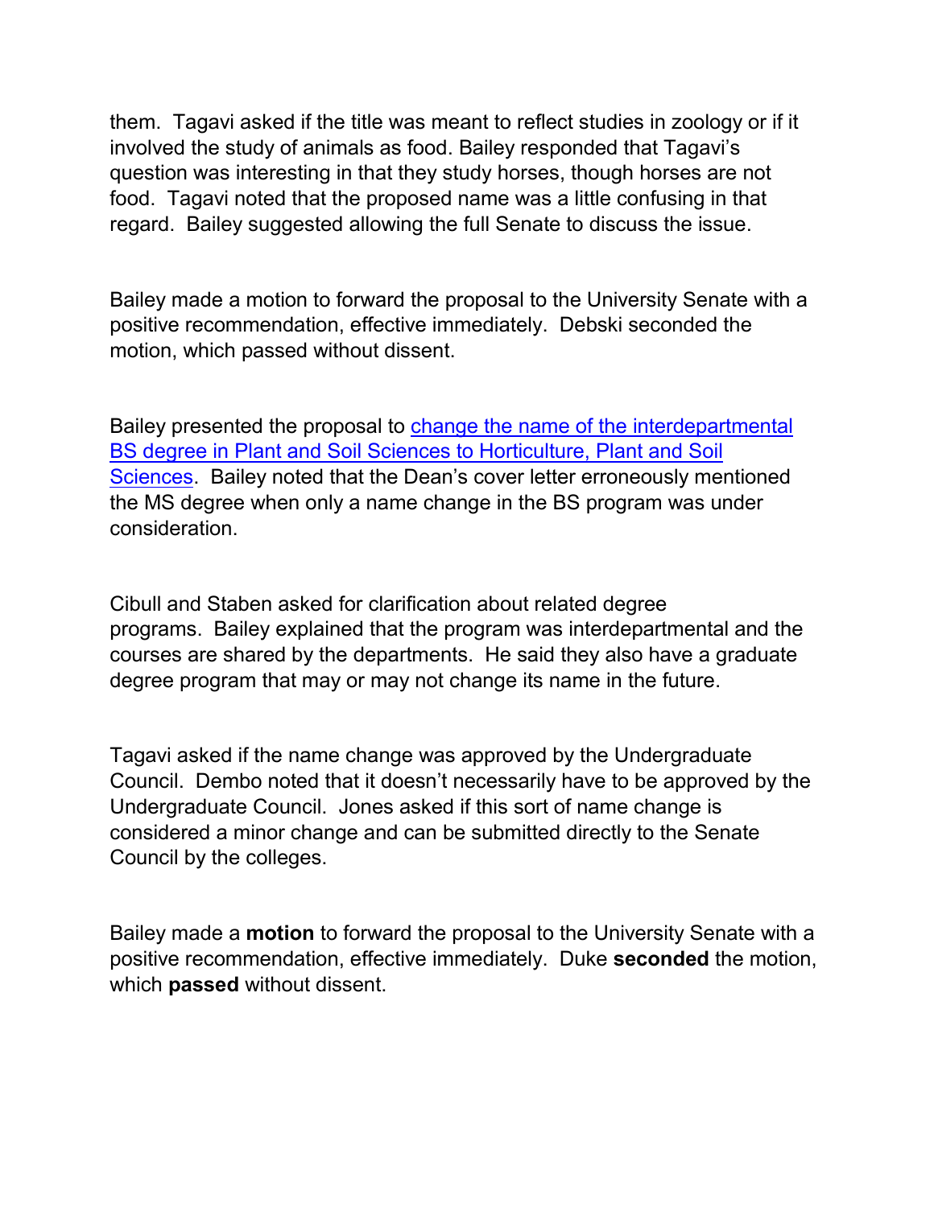them. Tagavi asked if the title was meant to reflect studies in zoology or if it involved the study of animals as food. Bailey responded that Tagavi's question was interesting in that they study horses, though horses are not food. Tagavi noted that the proposed name was a little confusing in that regard. Bailey suggested allowing the full Senate to discuss the issue.

Bailey made a motion to forward the proposal to the University Senate with a positive recommendation, effective immediately. Debski seconded the motion, which passed without dissent.

Bailey presented the proposal to change the name of the interdepartmental BS degree in Plant and Soil Sciences to Horticulture, Plant and Soil Sciences. Bailey noted that the Dean's cover letter erroneously mentioned the MS degree when only a name change in the BS program was under consideration.

Cibull and Staben asked for clarification about related degree programs. Bailey explained that the program was interdepartmental and the courses are shared by the departments. He said they also have a graduate degree program that may or may not change its name in the future.

Tagavi asked if the name change was approved by the Undergraduate Council. Dembo noted that it doesn't necessarily have to be approved by the Undergraduate Council. Jones asked if this sort of name change is considered a minor change and can be submitted directly to the Senate Council by the colleges.

Bailey made a **motion** to forward the proposal to the University Senate with a positive recommendation, effective immediately. Duke **seconded** the motion, which **passed** without dissent.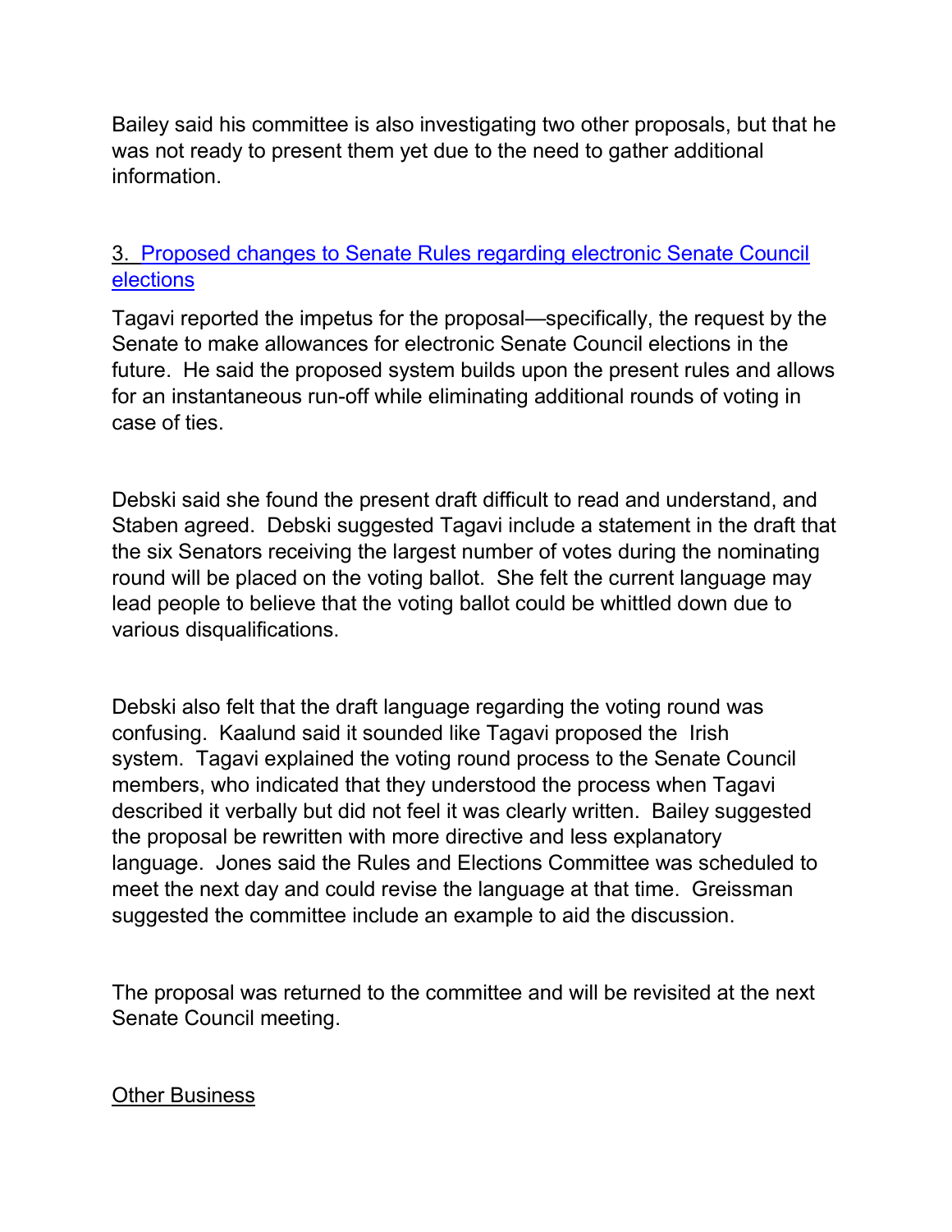Bailey said his committee is also investigating two other proposals, but that he was not ready to present them yet due to the need to gather additional information.

3. Proposed changes to Senate Rules regarding electronic Senate Council elections

Tagavi reported the impetus for the proposal—specifically, the request by the Senate to make allowances for electronic Senate Council elections in the future. He said the proposed system builds upon the present rules and allows for an instantaneous run-off while eliminating additional rounds of voting in case of ties.

Debski said she found the present draft difficult to read and understand, and Staben agreed. Debski suggested Tagavi include a statement in the draft that the six Senators receiving the largest number of votes during the nominating round will be placed on the voting ballot. She felt the current language may lead people to believe that the voting ballot could be whittled down due to various disqualifications.

Debski also felt that the draft language regarding the voting round was confusing. Kaalund said it sounded like Tagavi proposed the Irish system. Tagavi explained the voting round process to the Senate Council members, who indicated that they understood the process when Tagavi described it verbally but did not feel it was clearly written. Bailey suggested the proposal be rewritten with more directive and less explanatory language. Jones said the Rules and Elections Committee was scheduled to meet the next day and could revise the language at that time. Greissman suggested the committee include an example to aid the discussion.

The proposal was returned to the committee and will be revisited at the next Senate Council meeting.

Other Business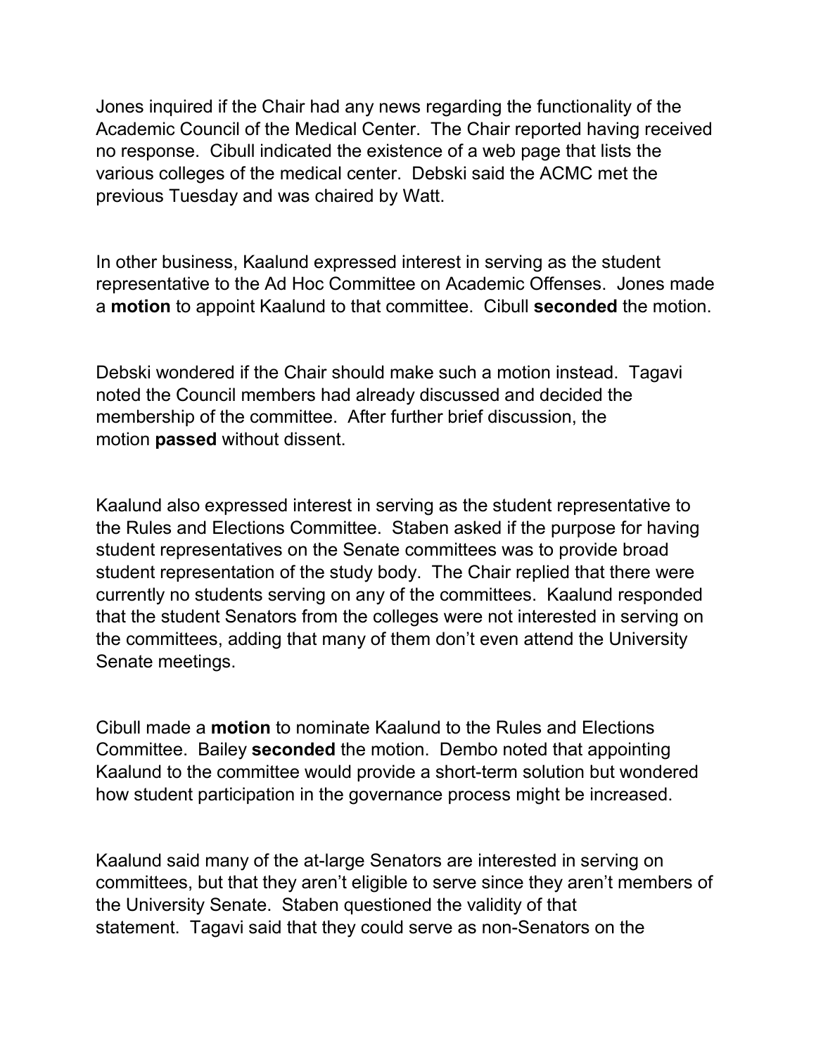Jones inquired if the Chair had any news regarding the functionality of the Academic Council of the Medical Center. The Chair reported having received no response. Cibull indicated the existence of a web page that lists the various colleges of the medical center. Debski said the ACMC met the previous Tuesday and was chaired by Watt.

In other business, Kaalund expressed interest in serving as the student representative to the Ad Hoc Committee on Academic Offenses. Jones made a **motion** to appoint Kaalund to that committee. Cibull **seconded** the motion.

Debski wondered if the Chair should make such a motion instead. Tagavi noted the Council members had already discussed and decided the membership of the committee. After further brief discussion, the motion **passed** without dissent.

Kaalund also expressed interest in serving as the student representative to the Rules and Elections Committee. Staben asked if the purpose for having student representatives on the Senate committees was to provide broad student representation of the study body. The Chair replied that there were currently no students serving on any of the committees. Kaalund responded that the student Senators from the colleges were not interested in serving on the committees, adding that many of them don't even attend the University Senate meetings.

Cibull made a **motion** to nominate Kaalund to the Rules and Elections Committee. Bailey **seconded** the motion. Dembo noted that appointing Kaalund to the committee would provide a short-term solution but wondered how student participation in the governance process might be increased.

Kaalund said many of the at-large Senators are interested in serving on committees, but that they aren't eligible to serve since they aren't members of the University Senate. Staben questioned the validity of that statement. Tagavi said that they could serve as non-Senators on the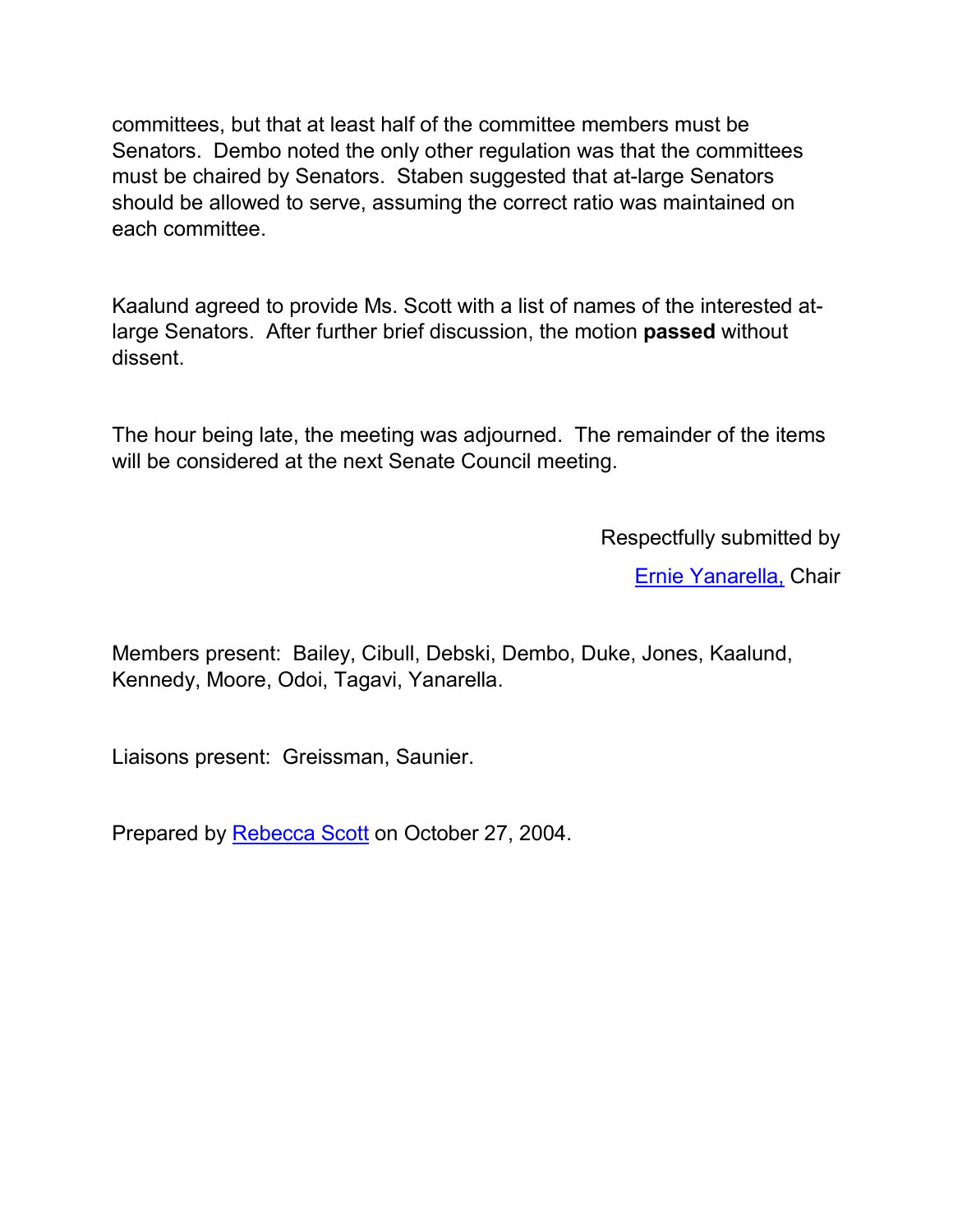committees, but that at least half of the committee members must be Senators. Dembo noted the only other regulation was that the committees must be chaired by Senators. Staben suggested that at-large Senators should be allowed to serve, assuming the correct ratio was maintained on each committee.

Kaalund agreed to provide Ms. Scott with a list of names of the interested at-large Senators. After further brief discussion, the motion **passed** without dissent.

The hour being late, the meeting was adjourned. The remainder of the items will be considered at the next Senate Council meeting.

Respectfully submitted by

Ernie Yanarella, Chair

Members present: Bailey, Cibull, Debski, Dembo, Duke, Jones, Kaalund, Kennedy, Moore, Odoi, Tagavi, Yanarella.

Liaisons present: Greissman, Saunier.

Prepared by Rebecca Scott on October 27, 2004.